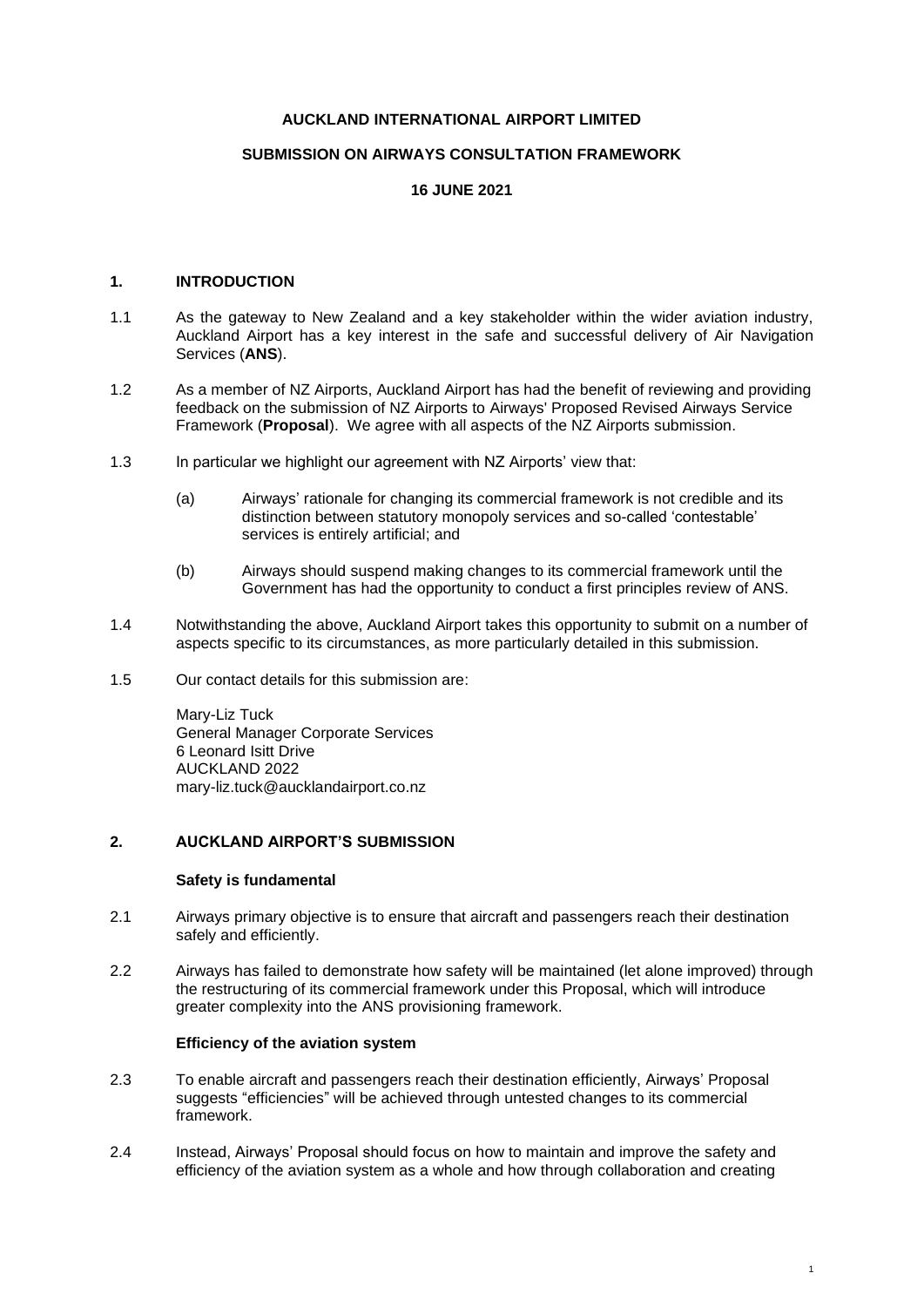**AUCKLAND INTERNATIONAL AIRPORT LIMITED**

**SUBMISSION ON AIRWAYS CONSULTATION FRAMEWORK**

**16 JUNE 2021**

## 1. INTRODUCTION

1.1 As the gateway to New Zealand and a key stakeholder within the wider aviation industry, Auckland Airport has a key interest in the safe and successful delivery of Air Navigation Services (**ANS**).

1.2 As a member of NZ Airports, Auckland Airport has had the benefit of reviewing and providing feedback on the submission of NZ Airports to Airways' Proposed Revised Airways Service Framework (**Proposal**). We agree with all aspects of the NZ Airports submission.

1.3 In particular we highlight our agreement with NZ Airports' view that:

(a) Airways' rationale for changing its commercial framework is not credible and its distinction between statutory monopoly services and so-called 'contestable' services is entirely artificial; and

(b) Airways should suspend making changes to its commercial framework until the Government has had the opportunity to conduct a first principles review of ANS.

1.4 Notwithstanding the above, Auckland Airport takes this opportunity to submit on a number of aspects specific to its circumstances, as more particularly detailed in this submission.

1.5 Our contact details for this submission are:

Mary-Liz Tuck
General Manager Corporate Services
6 Leonard Isitt Drive
AUCKLAND 2022
mary-liz.tuck@aucklandairport.co.nz

## 2. AUCKLAND AIRPORT'S SUBMISSION

### Safety is fundamental

2.1 Airways primary objective is to ensure that aircraft and passengers reach their destination safely and efficiently.

2.2 Airways has failed to demonstrate how safety will be maintained (let alone improved) through the restructuring of its commercial framework under this Proposal, which will introduce greater complexity into the ANS provisioning framework.

### Efficiency of the aviation system

2.3 To enable aircraft and passengers reach their destination efficiently, Airways' Proposal suggests "efficiencies" will be achieved through untested changes to its commercial framework.

2.4 Instead, Airways' Proposal should focus on how to maintain and improve the safety and efficiency of the aviation system as a whole and how through collaboration and creating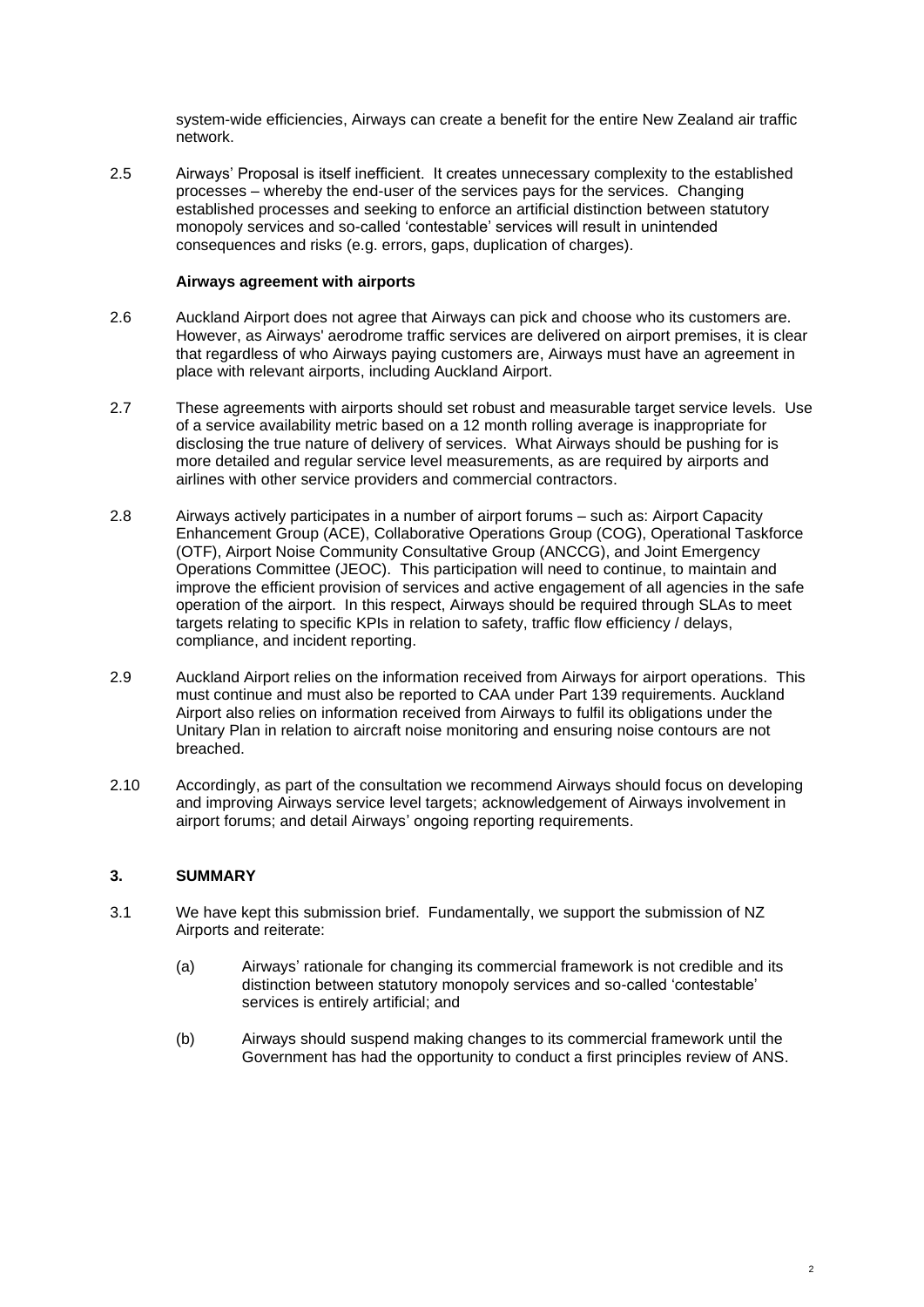system-wide efficiencies, Airways can create a benefit for the entire New Zealand air traffic network.

2.5 Airways' Proposal is itself inefficient. It creates unnecessary complexity to the established processes – whereby the end-user of the services pays for the services. Changing established processes and seeking to enforce an artificial distinction between statutory monopoly services and so-called 'contestable' services will result in unintended consequences and risks (e.g. errors, gaps, duplication of charges).

**Airways agreement with airports**

2.6 Auckland Airport does not agree that Airways can pick and choose who its customers are. However, as Airways' aerodrome traffic services are delivered on airport premises, it is clear that regardless of who Airways paying customers are, Airways must have an agreement in place with relevant airports, including Auckland Airport.

2.7 These agreements with airports should set robust and measurable target service levels. Use of a service availability metric based on a 12 month rolling average is inappropriate for disclosing the true nature of delivery of services. What Airways should be pushing for is more detailed and regular service level measurements, as are required by airports and airlines with other service providers and commercial contractors.

2.8 Airways actively participates in a number of airport forums – such as: Airport Capacity Enhancement Group (ACE), Collaborative Operations Group (COG), Operational Taskforce (OTF), Airport Noise Community Consultative Group (ANCCG), and Joint Emergency Operations Committee (JEOC). This participation will need to continue, to maintain and improve the efficient provision of services and active engagement of all agencies in the safe operation of the airport. In this respect, Airways should be required through SLAs to meet targets relating to specific KPIs in relation to safety, traffic flow efficiency / delays, compliance, and incident reporting.

2.9 Auckland Airport relies on the information received from Airways for airport operations. This must continue and must also be reported to CAA under Part 139 requirements. Auckland Airport also relies on information received from Airways to fulfil its obligations under the Unitary Plan in relation to aircraft noise monitoring and ensuring noise contours are not breached.

2.10 Accordingly, as part of the consultation we recommend Airways should focus on developing and improving Airways service level targets; acknowledgement of Airways involvement in airport forums; and detail Airways' ongoing reporting requirements.

## 3. SUMMARY

3.1 We have kept this submission brief. Fundamentally, we support the submission of NZ Airports and reiterate:

(a) Airways' rationale for changing its commercial framework is not credible and its distinction between statutory monopoly services and so-called 'contestable' services is entirely artificial; and

(b) Airways should suspend making changes to its commercial framework until the Government has had the opportunity to conduct a first principles review of ANS.